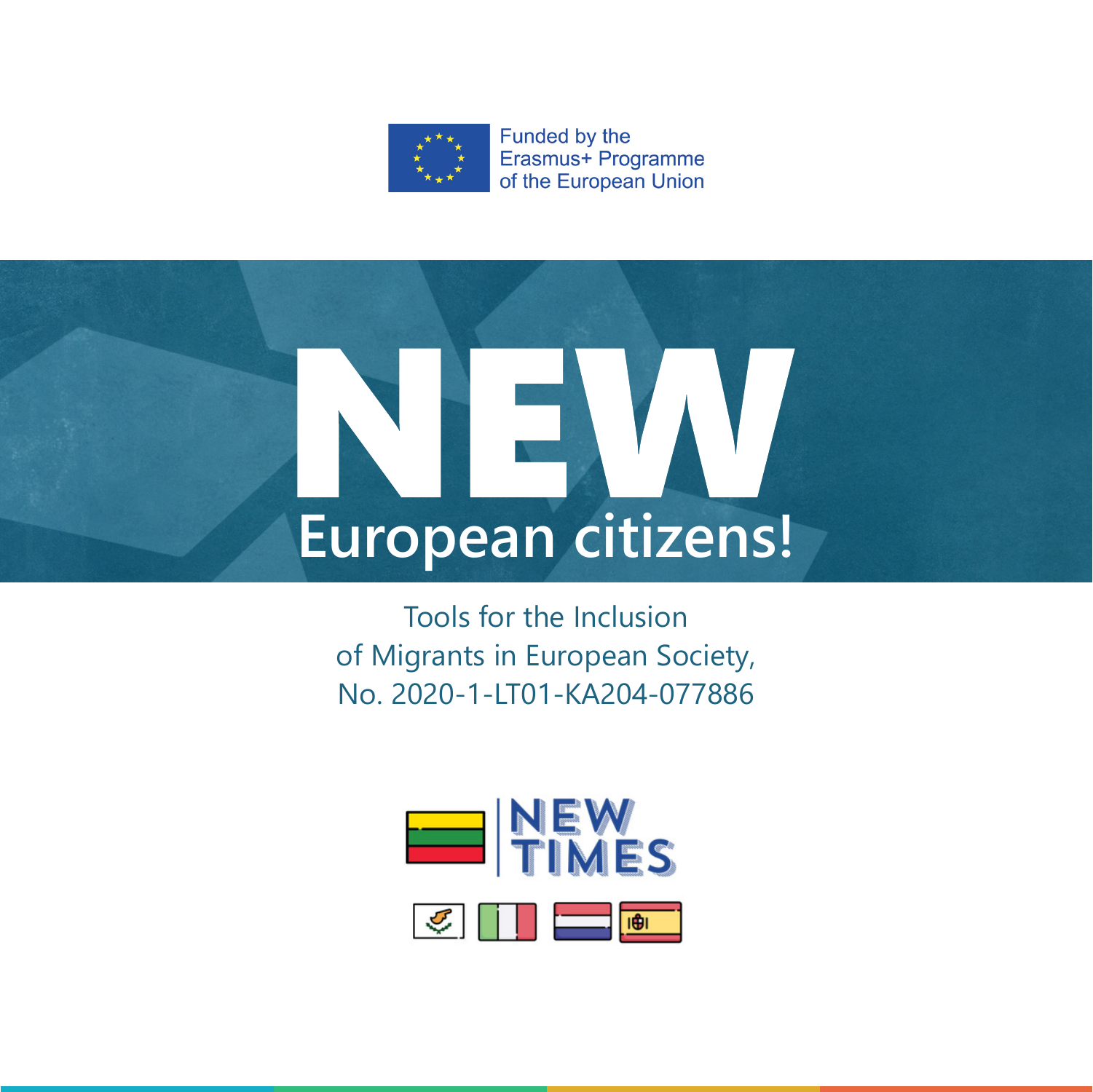Funded by the
Erasmus+ Programme
of the European Union

# NEW European citizens!

Tools for the Inclusion
of Migrants in European Society,
No. 2020-1-LT01-KA204-077886

NEW TIMES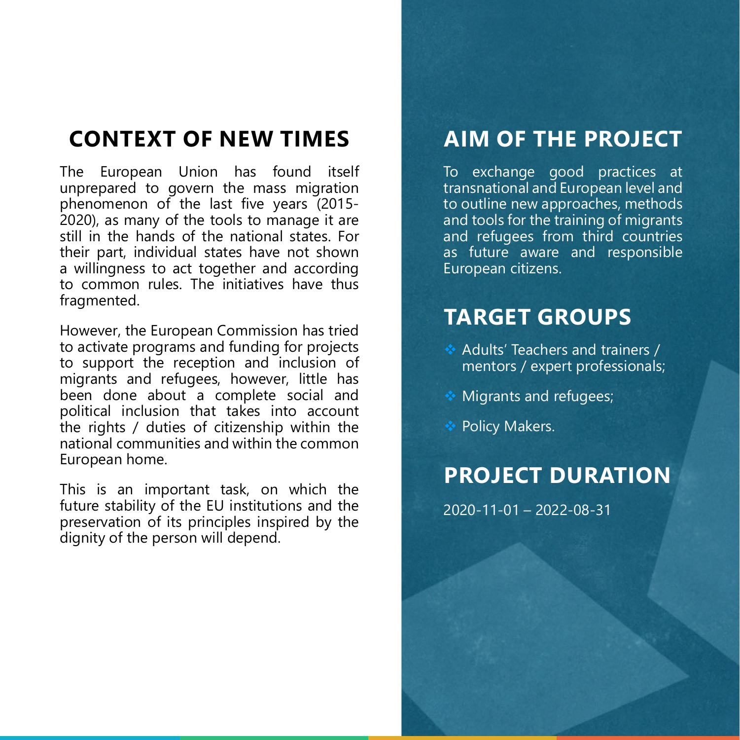## CONTEXT OF NEW TIMES

The European Union has found itself unprepared to govern the mass migration phenomenon of the last five years (2015-2020), as many of the tools to manage it are still in the hands of the national states. For their part, individual states have not shown a willingness to act together and according to common rules. The initiatives have thus fragmented.

However, the European Commission has tried to activate programs and funding for projects to support the reception and inclusion of migrants and refugees, however, little has been done about a complete social and political inclusion that takes into account the rights / duties of citizenship within the national communities and within the common European home.

This is an important task, on which the future stability of the EU institutions and the preservation of its principles inspired by the dignity of the person will depend.

## AIM OF THE PROJECT

To exchange good practices at transnational and European level and to outline new approaches, methods and tools for the training of migrants and refugees from third countries as future aware and responsible European citizens.

## TARGET GROUPS

- Adults' Teachers and trainers / mentors / expert professionals;
- Migrants and refugees;
- Policy Makers.

## PROJECT DURATION

2020-11-01 – 2022-08-31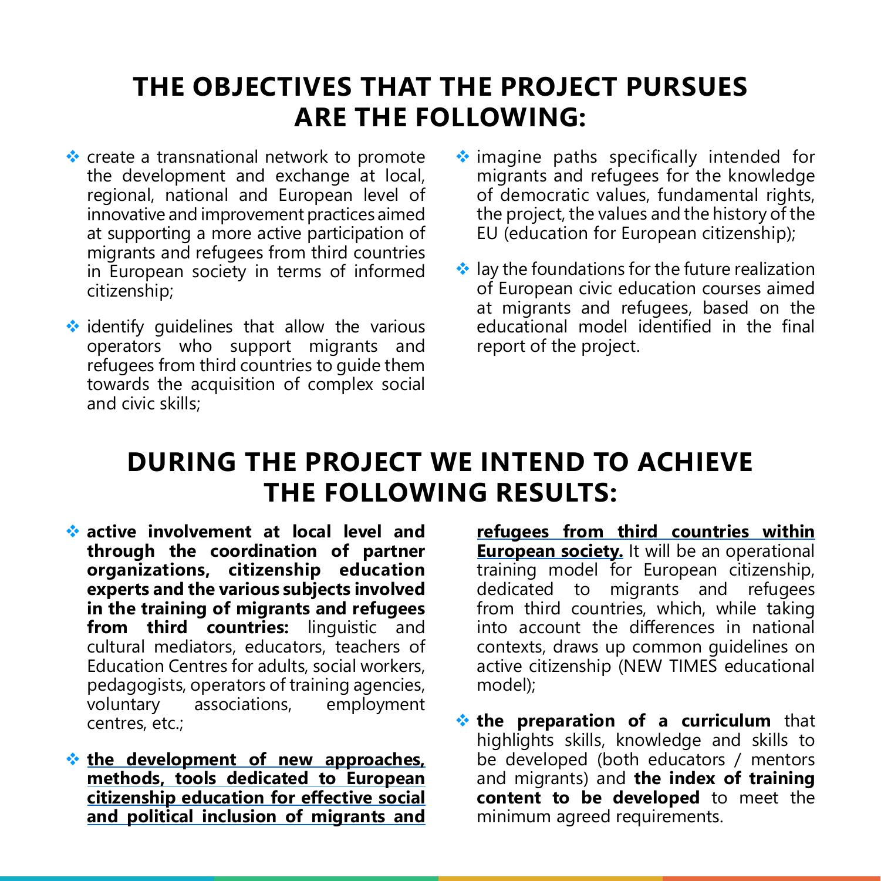## THE OBJECTIVES THAT THE PROJECT PURSUES ARE THE FOLLOWING:

- create a transnational network to promote the development and exchange at local, regional, national and European level of innovative and improvement practices aimed at supporting a more active participation of migrants and refugees from third countries in European society in terms of informed citizenship;
- identify guidelines that allow the various operators who support migrants and refugees from third countries to guide them towards the acquisition of complex social and civic skills;
- imagine paths specifically intended for migrants and refugees for the knowledge of democratic values, fundamental rights, the project, the values and the history of the EU (education for European citizenship);
- lay the foundations for the future realization of European civic education courses aimed at migrants and refugees, based on the educational model identified in the final report of the project.

## DURING THE PROJECT WE INTEND TO ACHIEVE THE FOLLOWING RESULTS:

- **active involvement at local level and through the coordination of partner organizations, citizenship education experts and the various subjects involved in the training of migrants and refugees from third countries:** linguistic and cultural mediators, educators, teachers of Education Centres for adults, social workers, pedagogists, operators of training agencies, voluntary associations, employment centres, etc.;
- **the development of new approaches, methods, tools dedicated to European citizenship education for effective social and political inclusion of migrants and refugees from third countries within European society.** It will be an operational training model for European citizenship, dedicated to migrants and refugees from third countries, which, while taking into account the differences in national contexts, draws up common guidelines on active citizenship (NEW TIMES educational model);
- **the preparation of a curriculum** that highlights skills, knowledge and skills to be developed (both educators / mentors and migrants) and **the index of training content to be developed** to meet the minimum agreed requirements.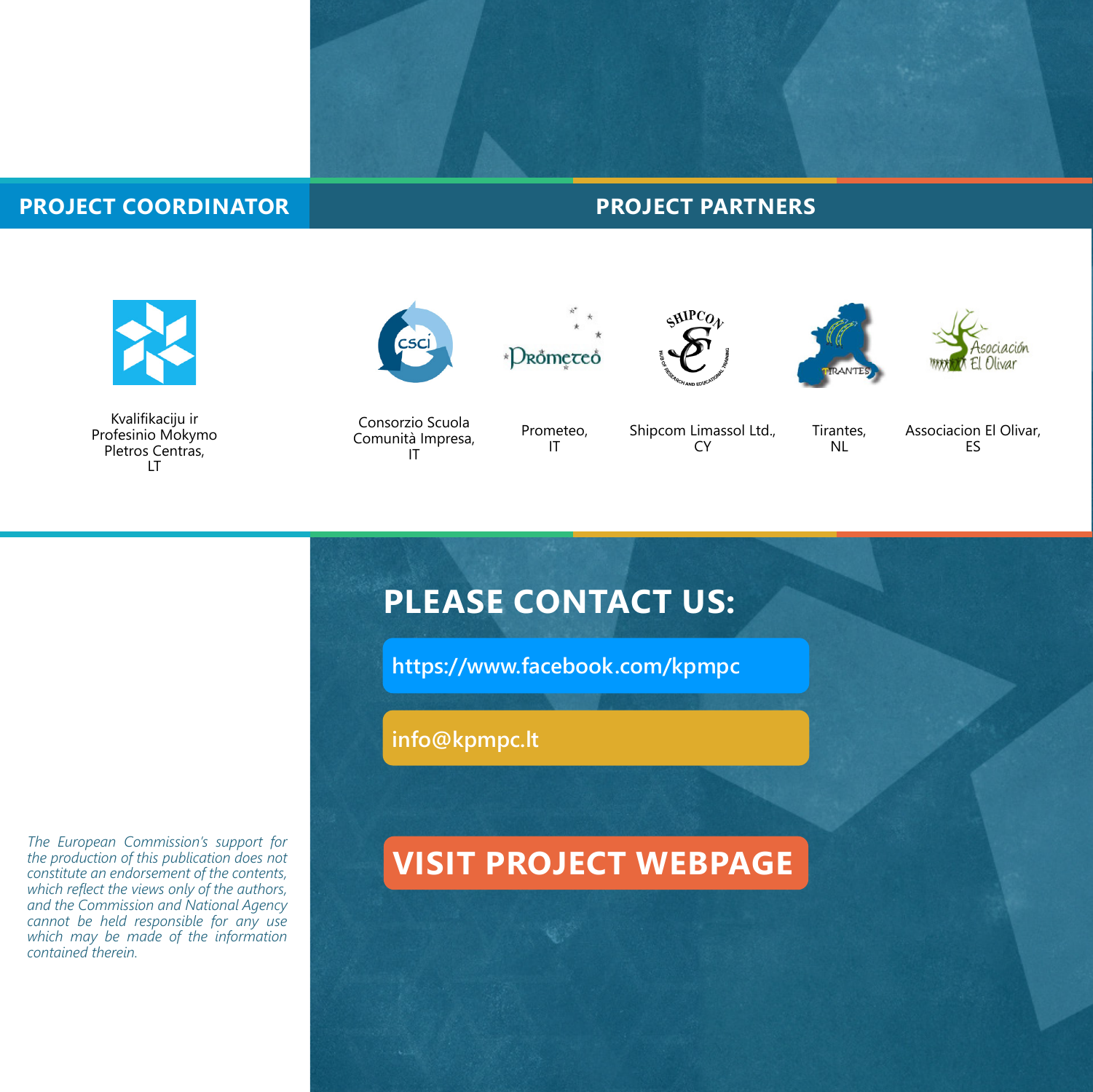## PROJECT COORDINATOR

Kvalifikaciju ir Profesinio Mokymo Pletros Centras, LT

## PROJECT PARTNERS

Consorzio Scuola Comunità Impresa, IT

Prometeo, IT

Shipcom Limassol Ltd., CY

Tirantes, NL

Associacion El Olivar, ES

## PLEASE CONTACT US:

https://www.facebook.com/kpmpc

info@kpmpc.lt

## VISIT PROJECT WEBPAGE

*The European Commission's support for the production of this publication does not constitute an endorsement of the contents, which reflect the views only of the authors, and the Commission and National Agency cannot be held responsible for any use which may be made of the information contained therein.*